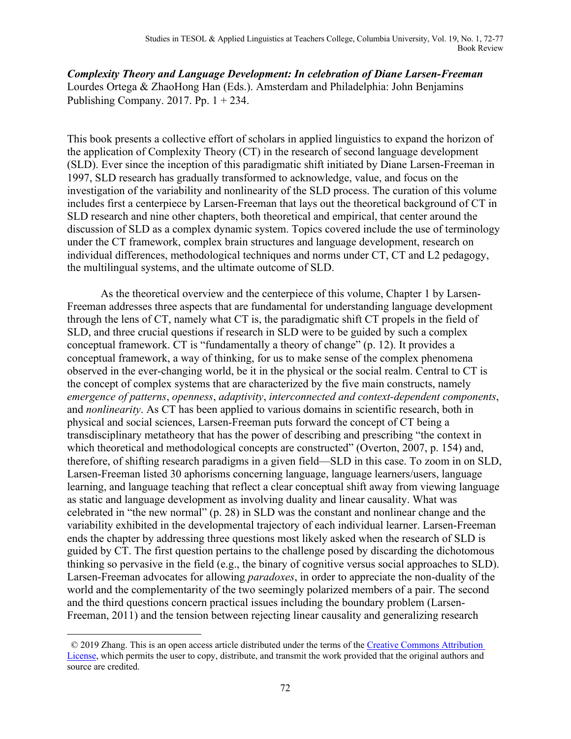***Complexity Theory and Language Development: In celebration of Diane Larsen-Freeman***
Lourdes Ortega & ZhaoHong Han (Eds.). Amsterdam and Philadelphia: John Benjamins Publishing Company. 2017. Pp. 1 + 234.

This book presents a collective effort of scholars in applied linguistics to expand the horizon of the application of Complexity Theory (CT) in the research of second language development (SLD). Ever since the inception of this paradigmatic shift initiated by Diane Larsen-Freeman in 1997, SLD research has gradually transformed to acknowledge, value, and focus on the investigation of the variability and nonlinearity of the SLD process. The curation of this volume includes first a centerpiece by Larsen-Freeman that lays out the theoretical background of CT in SLD research and nine other chapters, both theoretical and empirical, that center around the discussion of SLD as a complex dynamic system. Topics covered include the use of terminology under the CT framework, complex brain structures and language development, research on individual differences, methodological techniques and norms under CT, CT and L2 pedagogy, the multilingual systems, and the ultimate outcome of SLD.

As the theoretical overview and the centerpiece of this volume, Chapter 1 by Larsen-Freeman addresses three aspects that are fundamental for understanding language development through the lens of CT, namely what CT is, the paradigmatic shift CT propels in the field of SLD, and three crucial questions if research in SLD were to be guided by such a complex conceptual framework. CT is "fundamentally a theory of change" (p. 12). It provides a conceptual framework, a way of thinking, for us to make sense of the complex phenomena observed in the ever-changing world, be it in the physical or the social realm. Central to CT is the concept of complex systems that are characterized by the five main constructs, namely *emergence of patterns*, *openness*, *adaptivity*, *interconnected and context-dependent components*, and *nonlinearity*. As CT has been applied to various domains in scientific research, both in physical and social sciences, Larsen-Freeman puts forward the concept of CT being a transdisciplinary metatheory that has the power of describing and prescribing "the context in which theoretical and methodological concepts are constructed" (Overton, 2007, p. 154) and, therefore, of shifting research paradigms in a given field—SLD in this case. To zoom in on SLD, Larsen-Freeman listed 30 aphorisms concerning language, language learners/users, language learning, and language teaching that reflect a clear conceptual shift away from viewing language as static and language development as involving duality and linear causality. What was celebrated in "the new normal" (p. 28) in SLD was the constant and nonlinear change and the variability exhibited in the developmental trajectory of each individual learner. Larsen-Freeman ends the chapter by addressing three questions most likely asked when the research of SLD is guided by CT. The first question pertains to the challenge posed by discarding the dichotomous thinking so pervasive in the field (e.g., the binary of cognitive versus social approaches to SLD). Larsen-Freeman advocates for allowing *paradoxes*, in order to appreciate the non-duality of the world and the complementarity of the two seemingly polarized members of a pair. The second and the third questions concern practical issues including the boundary problem (Larsen-Freeman, 2011) and the tension between rejecting linear causality and generalizing research

© 2019 Zhang. This is an open access article distributed under the terms of the Creative Commons Attribution License, which permits the user to copy, distribute, and transmit the work provided that the original authors and source are credited.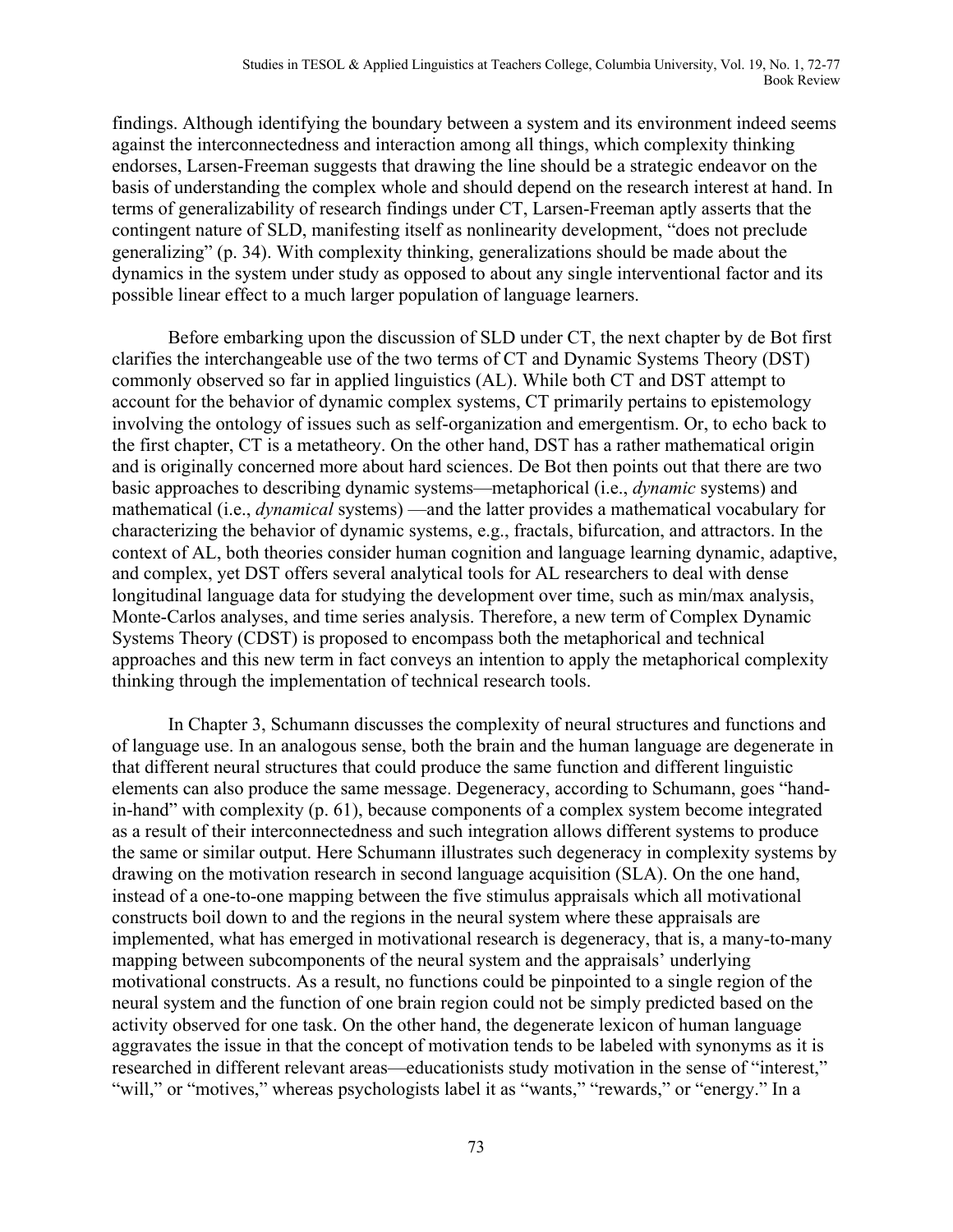findings. Although identifying the boundary between a system and its environment indeed seems against the interconnectedness and interaction among all things, which complexity thinking endorses, Larsen-Freeman suggests that drawing the line should be a strategic endeavor on the basis of understanding the complex whole and should depend on the research interest at hand. In terms of generalizability of research findings under CT, Larsen-Freeman aptly asserts that the contingent nature of SLD, manifesting itself as nonlinearity development, "does not preclude generalizing" (p. 34). With complexity thinking, generalizations should be made about the dynamics in the system under study as opposed to about any single interventional factor and its possible linear effect to a much larger population of language learners.

Before embarking upon the discussion of SLD under CT, the next chapter by de Bot first clarifies the interchangeable use of the two terms of CT and Dynamic Systems Theory (DST) commonly observed so far in applied linguistics (AL). While both CT and DST attempt to account for the behavior of dynamic complex systems, CT primarily pertains to epistemology involving the ontology of issues such as self-organization and emergentism. Or, to echo back to the first chapter, CT is a metatheory. On the other hand, DST has a rather mathematical origin and is originally concerned more about hard sciences. De Bot then points out that there are two basic approaches to describing dynamic systems—metaphorical (i.e., *dynamic* systems) and mathematical (i.e., *dynamical* systems) —and the latter provides a mathematical vocabulary for characterizing the behavior of dynamic systems, e.g., fractals, bifurcation, and attractors. In the context of AL, both theories consider human cognition and language learning dynamic, adaptive, and complex, yet DST offers several analytical tools for AL researchers to deal with dense longitudinal language data for studying the development over time, such as min/max analysis, Monte-Carlos analyses, and time series analysis. Therefore, a new term of Complex Dynamic Systems Theory (CDST) is proposed to encompass both the metaphorical and technical approaches and this new term in fact conveys an intention to apply the metaphorical complexity thinking through the implementation of technical research tools.

In Chapter 3, Schumann discusses the complexity of neural structures and functions and of language use. In an analogous sense, both the brain and the human language are degenerate in that different neural structures that could produce the same function and different linguistic elements can also produce the same message. Degeneracy, according to Schumann, goes "hand-in-hand" with complexity (p. 61), because components of a complex system become integrated as a result of their interconnectedness and such integration allows different systems to produce the same or similar output. Here Schumann illustrates such degeneracy in complexity systems by drawing on the motivation research in second language acquisition (SLA). On the one hand, instead of a one-to-one mapping between the five stimulus appraisals which all motivational constructs boil down to and the regions in the neural system where these appraisals are implemented, what has emerged in motivational research is degeneracy, that is, a many-to-many mapping between subcomponents of the neural system and the appraisals' underlying motivational constructs. As a result, no functions could be pinpointed to a single region of the neural system and the function of one brain region could not be simply predicted based on the activity observed for one task. On the other hand, the degenerate lexicon of human language aggravates the issue in that the concept of motivation tends to be labeled with synonyms as it is researched in different relevant areas—educationists study motivation in the sense of "interest," "will," or "motives," whereas psychologists label it as "wants," "rewards," or "energy." In a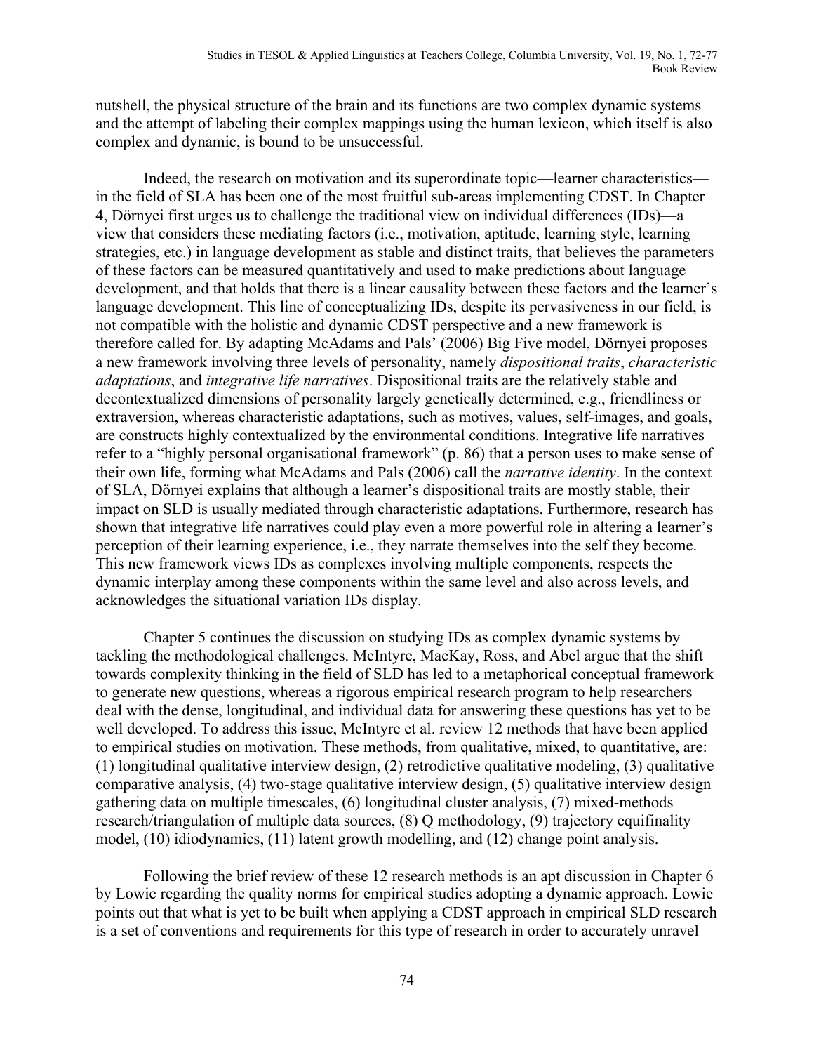nutshell, the physical structure of the brain and its functions are two complex dynamic systems and the attempt of labeling their complex mappings using the human lexicon, which itself is also complex and dynamic, is bound to be unsuccessful.

Indeed, the research on motivation and its superordinate topic—learner characteristics—in the field of SLA has been one of the most fruitful sub-areas implementing CDST. In Chapter 4, Dörnyei first urges us to challenge the traditional view on individual differences (IDs)—a view that considers these mediating factors (i.e., motivation, aptitude, learning style, learning strategies, etc.) in language development as stable and distinct traits, that believes the parameters of these factors can be measured quantitatively and used to make predictions about language development, and that holds that there is a linear causality between these factors and the learner's language development. This line of conceptualizing IDs, despite its pervasiveness in our field, is not compatible with the holistic and dynamic CDST perspective and a new framework is therefore called for. By adapting McAdams and Pals' (2006) Big Five model, Dörnyei proposes a new framework involving three levels of personality, namely *dispositional traits*, *characteristic adaptations*, and *integrative life narratives*. Dispositional traits are the relatively stable and decontextualized dimensions of personality largely genetically determined, e.g., friendliness or extraversion, whereas characteristic adaptations, such as motives, values, self-images, and goals, are constructs highly contextualized by the environmental conditions. Integrative life narratives refer to a "highly personal organisational framework" (p. 86) that a person uses to make sense of their own life, forming what McAdams and Pals (2006) call the *narrative identity*. In the context of SLA, Dörnyei explains that although a learner's dispositional traits are mostly stable, their impact on SLD is usually mediated through characteristic adaptations. Furthermore, research has shown that integrative life narratives could play even a more powerful role in altering a learner's perception of their learning experience, i.e., they narrate themselves into the self they become. This new framework views IDs as complexes involving multiple components, respects the dynamic interplay among these components within the same level and also across levels, and acknowledges the situational variation IDs display.

Chapter 5 continues the discussion on studying IDs as complex dynamic systems by tackling the methodological challenges. McIntyre, MacKay, Ross, and Abel argue that the shift towards complexity thinking in the field of SLD has led to a metaphorical conceptual framework to generate new questions, whereas a rigorous empirical research program to help researchers deal with the dense, longitudinal, and individual data for answering these questions has yet to be well developed. To address this issue, McIntyre et al. review 12 methods that have been applied to empirical studies on motivation. These methods, from qualitative, mixed, to quantitative, are: (1) longitudinal qualitative interview design, (2) retrodictive qualitative modeling, (3) qualitative comparative analysis, (4) two-stage qualitative interview design, (5) qualitative interview design gathering data on multiple timescales, (6) longitudinal cluster analysis, (7) mixed-methods research/triangulation of multiple data sources, (8) Q methodology, (9) trajectory equifinality model, (10) idiodynamics, (11) latent growth modelling, and (12) change point analysis.

Following the brief review of these 12 research methods is an apt discussion in Chapter 6 by Lowie regarding the quality norms for empirical studies adopting a dynamic approach. Lowie points out that what is yet to be built when applying a CDST approach in empirical SLD research is a set of conventions and requirements for this type of research in order to accurately unravel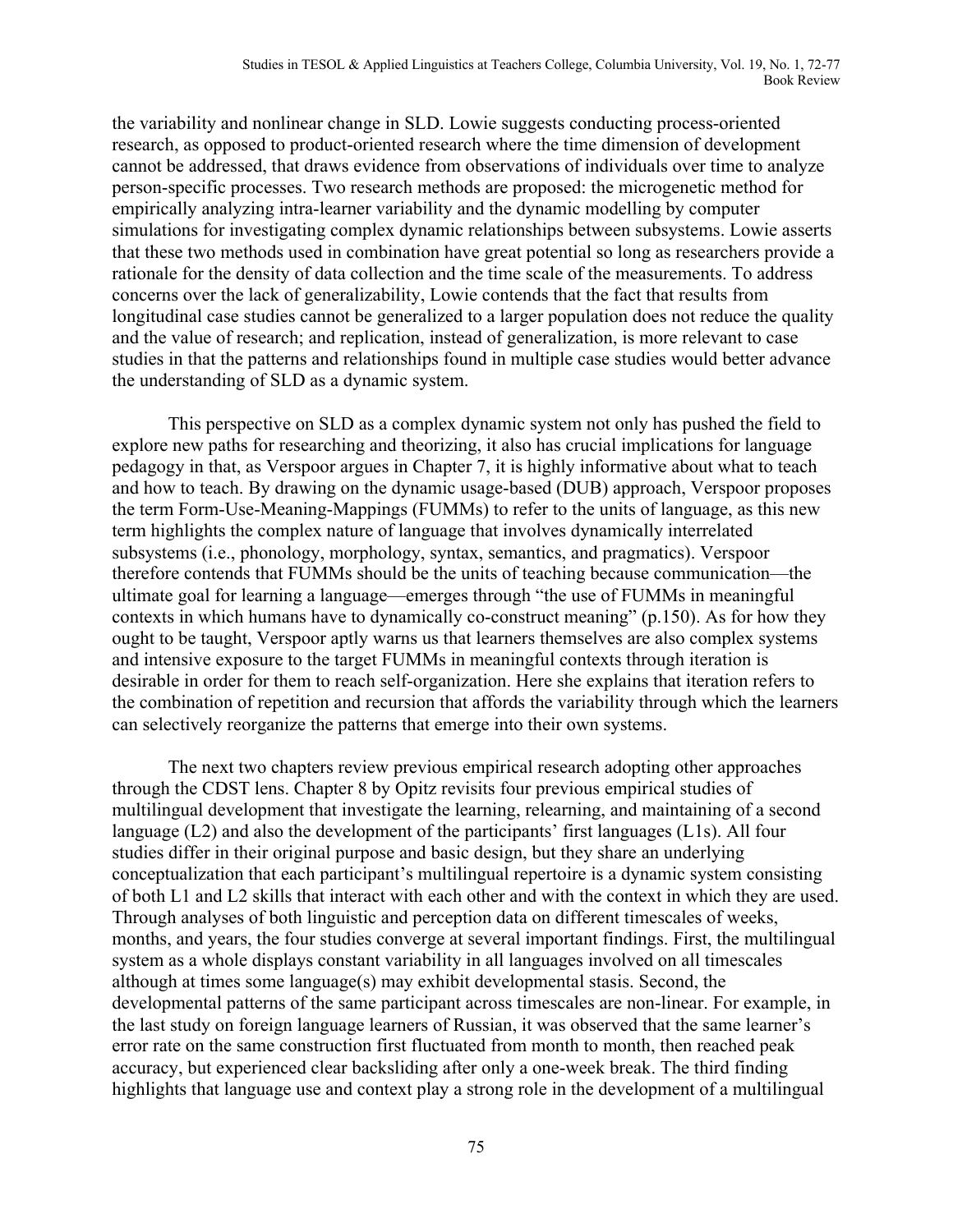the variability and nonlinear change in SLD. Lowie suggests conducting process-oriented research, as opposed to product-oriented research where the time dimension of development cannot be addressed, that draws evidence from observations of individuals over time to analyze person-specific processes. Two research methods are proposed: the microgenetic method for empirically analyzing intra-learner variability and the dynamic modelling by computer simulations for investigating complex dynamic relationships between subsystems. Lowie asserts that these two methods used in combination have great potential so long as researchers provide a rationale for the density of data collection and the time scale of the measurements. To address concerns over the lack of generalizability, Lowie contends that the fact that results from longitudinal case studies cannot be generalized to a larger population does not reduce the quality and the value of research; and replication, instead of generalization, is more relevant to case studies in that the patterns and relationships found in multiple case studies would better advance the understanding of SLD as a dynamic system.

This perspective on SLD as a complex dynamic system not only has pushed the field to explore new paths for researching and theorizing, it also has crucial implications for language pedagogy in that, as Verspoor argues in Chapter 7, it is highly informative about what to teach and how to teach. By drawing on the dynamic usage-based (DUB) approach, Verspoor proposes the term Form-Use-Meaning-Mappings (FUMMs) to refer to the units of language, as this new term highlights the complex nature of language that involves dynamically interrelated subsystems (i.e., phonology, morphology, syntax, semantics, and pragmatics). Verspoor therefore contends that FUMMs should be the units of teaching because communication—the ultimate goal for learning a language—emerges through "the use of FUMMs in meaningful contexts in which humans have to dynamically co-construct meaning" (p.150). As for how they ought to be taught, Verspoor aptly warns us that learners themselves are also complex systems and intensive exposure to the target FUMMs in meaningful contexts through iteration is desirable in order for them to reach self-organization. Here she explains that iteration refers to the combination of repetition and recursion that affords the variability through which the learners can selectively reorganize the patterns that emerge into their own systems.

The next two chapters review previous empirical research adopting other approaches through the CDST lens. Chapter 8 by Opitz revisits four previous empirical studies of multilingual development that investigate the learning, relearning, and maintaining of a second language (L2) and also the development of the participants' first languages (L1s). All four studies differ in their original purpose and basic design, but they share an underlying conceptualization that each participant's multilingual repertoire is a dynamic system consisting of both L1 and L2 skills that interact with each other and with the context in which they are used. Through analyses of both linguistic and perception data on different timescales of weeks, months, and years, the four studies converge at several important findings. First, the multilingual system as a whole displays constant variability in all languages involved on all timescales although at times some language(s) may exhibit developmental stasis. Second, the developmental patterns of the same participant across timescales are non-linear. For example, in the last study on foreign language learners of Russian, it was observed that the same learner's error rate on the same construction first fluctuated from month to month, then reached peak accuracy, but experienced clear backsliding after only a one-week break. The third finding highlights that language use and context play a strong role in the development of a multilingual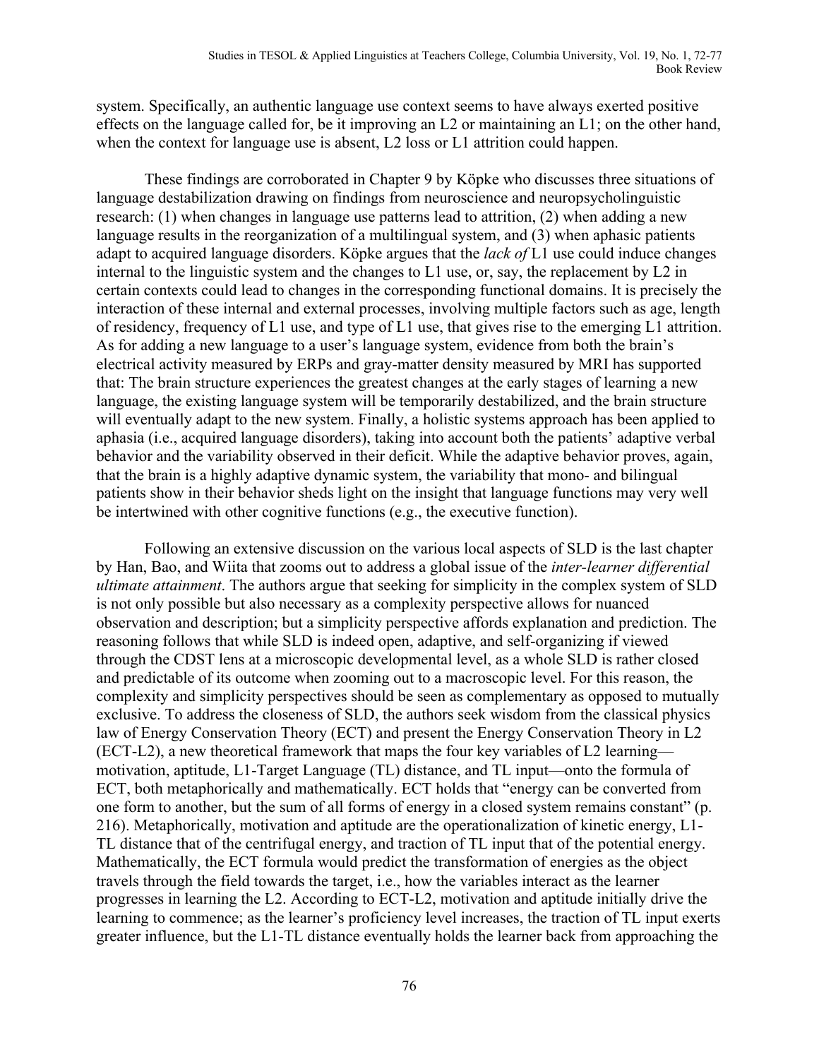system. Specifically, an authentic language use context seems to have always exerted positive effects on the language called for, be it improving an L2 or maintaining an L1; on the other hand, when the context for language use is absent, L2 loss or L1 attrition could happen.

These findings are corroborated in Chapter 9 by Köpke who discusses three situations of language destabilization drawing on findings from neuroscience and neuropsycholinguistic research: (1) when changes in language use patterns lead to attrition, (2) when adding a new language results in the reorganization of a multilingual system, and (3) when aphasic patients adapt to acquired language disorders. Köpke argues that the *lack of* L1 use could induce changes internal to the linguistic system and the changes to L1 use, or, say, the replacement by L2 in certain contexts could lead to changes in the corresponding functional domains. It is precisely the interaction of these internal and external processes, involving multiple factors such as age, length of residency, frequency of L1 use, and type of L1 use, that gives rise to the emerging L1 attrition. As for adding a new language to a user's language system, evidence from both the brain's electrical activity measured by ERPs and gray-matter density measured by MRI has supported that: The brain structure experiences the greatest changes at the early stages of learning a new language, the existing language system will be temporarily destabilized, and the brain structure will eventually adapt to the new system. Finally, a holistic systems approach has been applied to aphasia (i.e., acquired language disorders), taking into account both the patients' adaptive verbal behavior and the variability observed in their deficit. While the adaptive behavior proves, again, that the brain is a highly adaptive dynamic system, the variability that mono- and bilingual patients show in their behavior sheds light on the insight that language functions may very well be intertwined with other cognitive functions (e.g., the executive function).

Following an extensive discussion on the various local aspects of SLD is the last chapter by Han, Bao, and Wiita that zooms out to address a global issue of the *inter-learner differential ultimate attainment*. The authors argue that seeking for simplicity in the complex system of SLD is not only possible but also necessary as a complexity perspective allows for nuanced observation and description; but a simplicity perspective affords explanation and prediction. The reasoning follows that while SLD is indeed open, adaptive, and self-organizing if viewed through the CDST lens at a microscopic developmental level, as a whole SLD is rather closed and predictable of its outcome when zooming out to a macroscopic level. For this reason, the complexity and simplicity perspectives should be seen as complementary as opposed to mutually exclusive. To address the closeness of SLD, the authors seek wisdom from the classical physics law of Energy Conservation Theory (ECT) and present the Energy Conservation Theory in L2 (ECT-L2), a new theoretical framework that maps the four key variables of L2 learning—motivation, aptitude, L1-Target Language (TL) distance, and TL input—onto the formula of ECT, both metaphorically and mathematically. ECT holds that "energy can be converted from one form to another, but the sum of all forms of energy in a closed system remains constant" (p. 216). Metaphorically, motivation and aptitude are the operationalization of kinetic energy, L1-TL distance that of the centrifugal energy, and traction of TL input that of the potential energy. Mathematically, the ECT formula would predict the transformation of energies as the object travels through the field towards the target, i.e., how the variables interact as the learner progresses in learning the L2. According to ECT-L2, motivation and aptitude initially drive the learning to commence; as the learner's proficiency level increases, the traction of TL input exerts greater influence, but the L1-TL distance eventually holds the learner back from approaching the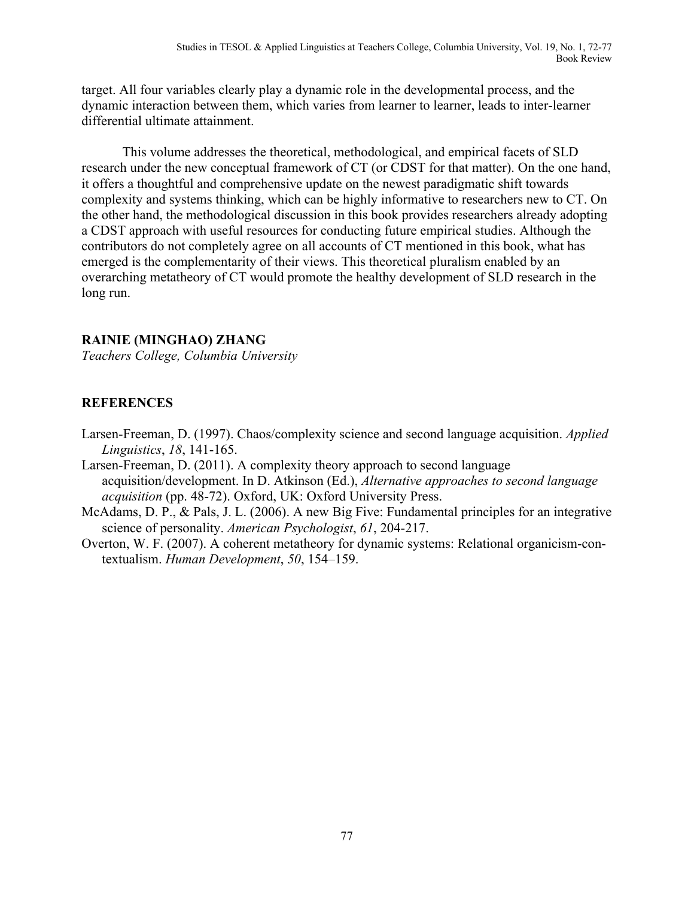target. All four variables clearly play a dynamic role in the developmental process, and the dynamic interaction between them, which varies from learner to learner, leads to inter-learner differential ultimate attainment.

This volume addresses the theoretical, methodological, and empirical facets of SLD research under the new conceptual framework of CT (or CDST for that matter). On the one hand, it offers a thoughtful and comprehensive update on the newest paradigmatic shift towards complexity and systems thinking, which can be highly informative to researchers new to CT. On the other hand, the methodological discussion in this book provides researchers already adopting a CDST approach with useful resources for conducting future empirical studies. Although the contributors do not completely agree on all accounts of CT mentioned in this book, what has emerged is the complementarity of their views. This theoretical pluralism enabled by an overarching metatheory of CT would promote the healthy development of SLD research in the long run.

**RAINIE (MINGHAO) ZHANG**
*Teachers College, Columbia University*

## REFERENCES

Larsen-Freeman, D. (1997). Chaos/complexity science and second language acquisition. *Applied Linguistics*, *18*, 141-165.

Larsen-Freeman, D. (2011). A complexity theory approach to second language acquisition/development. In D. Atkinson (Ed.), *Alternative approaches to second language acquisition* (pp. 48-72). Oxford, UK: Oxford University Press.

McAdams, D. P., & Pals, J. L. (2006). A new Big Five: Fundamental principles for an integrative science of personality. *American Psychologist*, *61*, 204-217.

Overton, W. F. (2007). A coherent metatheory for dynamic systems: Relational organicism-contextualism. *Human Development*, *50*, 154–159.